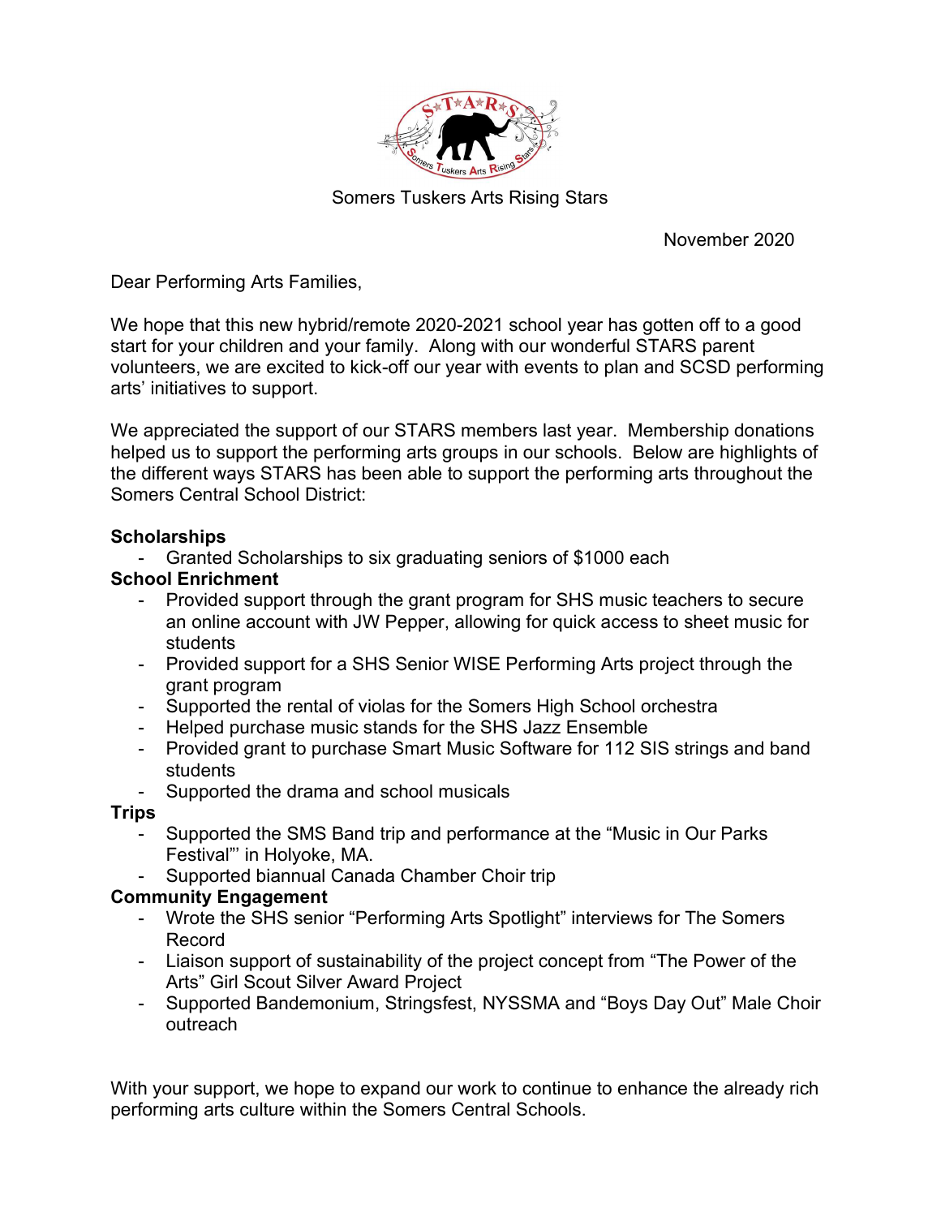Somers Tuskers Arts Rising Stars

November 2020

Dear Performing Arts Families,

We hope that this new hybrid/remote 2020-2021 school year has gotten off to a good start for your children and your family. Along with our wonderful STARS parent volunteers, we are excited to kick-off our year with events to plan and SCSD performing arts' initiatives to support.

We appreciated the support of our STARS members last year. Membership donations helped us to support the performing arts groups in our schools. Below are highlights of the different ways STARS has been able to support the performing arts throughout the Somers Central School District:

**Scholarships**

- Granted Scholarships to six graduating seniors of $1000 each

**School Enrichment**

- Provided support through the grant program for SHS music teachers to secure an online account with JW Pepper, allowing for quick access to sheet music for students
- Provided support for a SHS Senior WISE Performing Arts project through the grant program
- Supported the rental of violas for the Somers High School orchestra
- Helped purchase music stands for the SHS Jazz Ensemble
- Provided grant to purchase Smart Music Software for 112 SIS strings and band students
- Supported the drama and school musicals

**Trips**

- Supported the SMS Band trip and performance at the "Music in Our Parks Festival"' in Holyoke, MA.
- Supported biannual Canada Chamber Choir trip

**Community Engagement**

- Wrote the SHS senior "Performing Arts Spotlight" interviews for The Somers Record
- Liaison support of sustainability of the project concept from "The Power of the Arts" Girl Scout Silver Award Project
- Supported Bandemonium, Stringsfest, NYSSMA and "Boys Day Out" Male Choir outreach

With your support, we hope to expand our work to continue to enhance the already rich performing arts culture within the Somers Central Schools.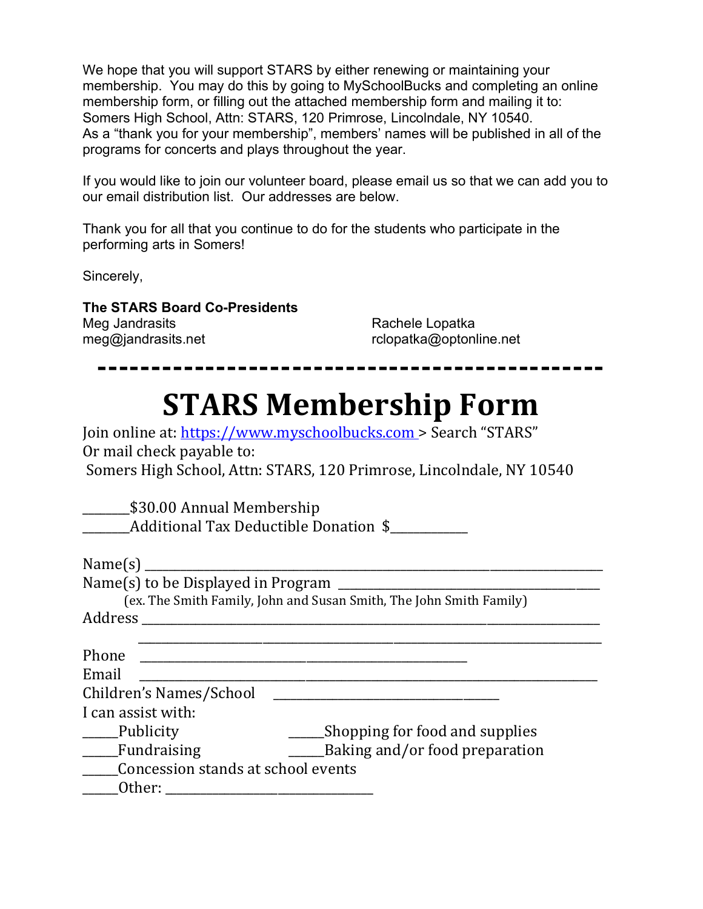We hope that you will support STARS by either renewing or maintaining your membership. You may do this by going to MySchoolBucks and completing an online membership form, or filling out the attached membership form and mailing it to: Somers High School, Attn: STARS, 120 Primrose, Lincolndale, NY 10540.
As a "thank you for your membership", members' names will be published in all of the programs for concerts and plays throughout the year.

If you would like to join our volunteer board, please email us so that we can add you to our email distribution list. Our addresses are below.

Thank you for all that you continue to do for the students who participate in the performing arts in Somers!

Sincerely,

**The STARS Board Co-Presidents**

Meg Jandrasits
meg@jandrasits.net

Rachele Lopatka
rclopatka@optonline.net

---

# STARS Membership Form

Join online at: https://www.myschoolbucks.com > Search "STARS"
Or mail check payable to:
Somers High School, Attn: STARS, 120 Primrose, Lincolndale, NY 10540

________$30.00 Annual Membership
________Additional Tax Deductible Donation $____________

Name(s) ________________________________________________

Name(s) to be Displayed in Program ____________________________

(ex. The Smith Family, John and Susan Smith, The John Smith Family)

Address ________________________________________________

________________________________________________

Phone ________________________________

Email ________________________________________________

Children's Names/School ________________________

I can assist with:

______Publicity ______Shopping for food and supplies

______Fundraising ______Baking and/or food preparation

______Concession stands at school events

______Other: ______________________